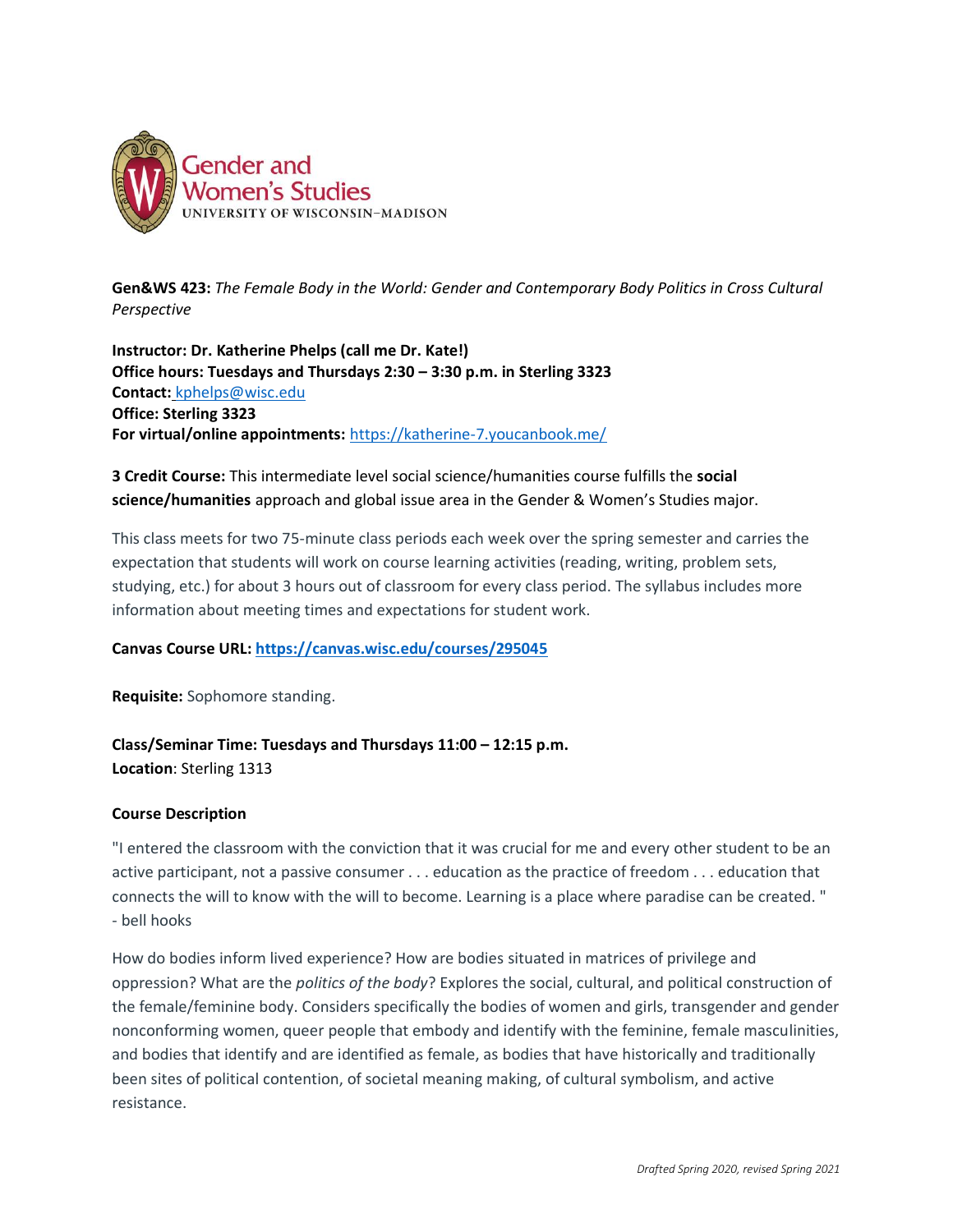Gender and Women's Studies
UNIVERSITY OF WISCONSIN–MADISON

**Gen&WS 423:** *The Female Body in the World: Gender and Contemporary Body Politics in Cross Cultural Perspective*

**Instructor: Dr. Katherine Phelps (call me Dr. Kate!)**
**Office hours: Tuesdays and Thursdays 2:30 – 3:30 p.m. in Sterling 3323**
**Contact:** kphelps@wisc.edu
**Office: Sterling 3323**
**For virtual/online appointments:** https://katherine-7.youcanbook.me/

**3 Credit Course:** This intermediate level social science/humanities course fulfills the **social science/humanities** approach and global issue area in the Gender & Women's Studies major.

This class meets for two 75-minute class periods each week over the spring semester and carries the expectation that students will work on course learning activities (reading, writing, problem sets, studying, etc.) for about 3 hours out of classroom for every class period. The syllabus includes more information about meeting times and expectations for student work.

**Canvas Course URL: https://canvas.wisc.edu/courses/295045**

**Requisite:** Sophomore standing.

**Class/Seminar Time: Tuesdays and Thursdays 11:00 – 12:15 p.m.**
**Location**: Sterling 1313

### Course Description

"I entered the classroom with the conviction that it was crucial for me and every other student to be an active participant, not a passive consumer . . . education as the practice of freedom . . . education that connects the will to know with the will to become. Learning is a place where paradise can be created. "
- bell hooks

How do bodies inform lived experience? How are bodies situated in matrices of privilege and oppression? What are the *politics of the body*? Explores the social, cultural, and political construction of the female/feminine body. Considers specifically the bodies of women and girls, transgender and gender nonconforming women, queer people that embody and identify with the feminine, female masculinities, and bodies that identify and are identified as female, as bodies that have historically and traditionally been sites of political contention, of societal meaning making, of cultural symbolism, and active resistance.

*Drafted Spring 2020, revised Spring 2021*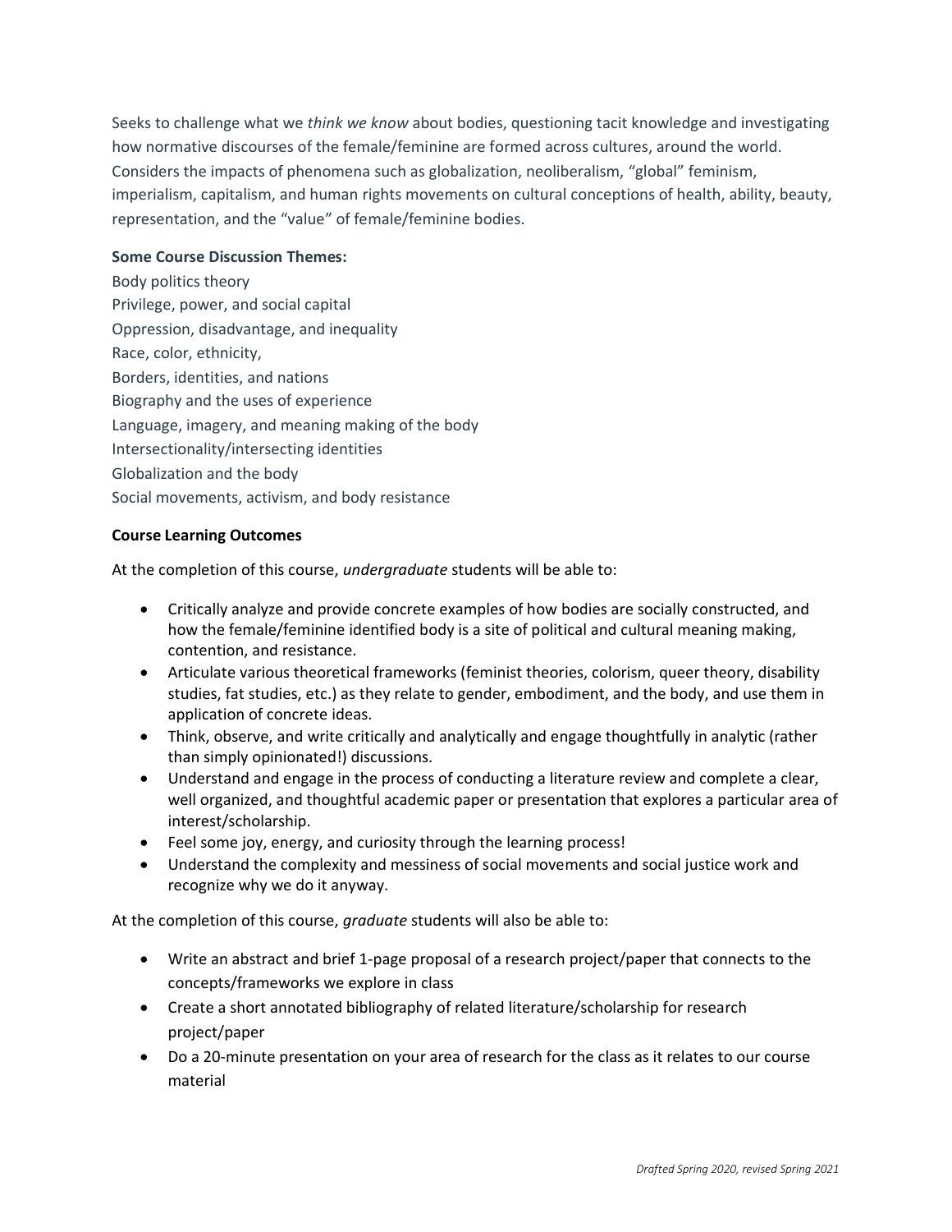Seeks to challenge what we *think we know* about bodies, questioning tacit knowledge and investigating how normative discourses of the female/feminine are formed across cultures, around the world. Considers the impacts of phenomena such as globalization, neoliberalism, "global" feminism, imperialism, capitalism, and human rights movements on cultural conceptions of health, ability, beauty, representation, and the "value" of female/feminine bodies.

**Some Course Discussion Themes:**

Body politics theory
Privilege, power, and social capital
Oppression, disadvantage, and inequality
Race, color, ethnicity,
Borders, identities, and nations
Biography and the uses of experience
Language, imagery, and meaning making of the body
Intersectionality/intersecting identities
Globalization and the body
Social movements, activism, and body resistance

**Course Learning Outcomes**

At the completion of this course, *undergraduate* students will be able to:

- Critically analyze and provide concrete examples of how bodies are socially constructed, and how the female/feminine identified body is a site of political and cultural meaning making, contention, and resistance.
- Articulate various theoretical frameworks (feminist theories, colorism, queer theory, disability studies, fat studies, etc.) as they relate to gender, embodiment, and the body, and use them in application of concrete ideas.
- Think, observe, and write critically and analytically and engage thoughtfully in analytic (rather than simply opinionated!) discussions.
- Understand and engage in the process of conducting a literature review and complete a clear, well organized, and thoughtful academic paper or presentation that explores a particular area of interest/scholarship.
- Feel some joy, energy, and curiosity through the learning process!
- Understand the complexity and messiness of social movements and social justice work and recognize why we do it anyway.

At the completion of this course, *graduate* students will also be able to:

- Write an abstract and brief 1-page proposal of a research project/paper that connects to the concepts/frameworks we explore in class
- Create a short annotated bibliography of related literature/scholarship for research project/paper
- Do a 20-minute presentation on your area of research for the class as it relates to our course material

*Drafted Spring 2020, revised Spring 2021*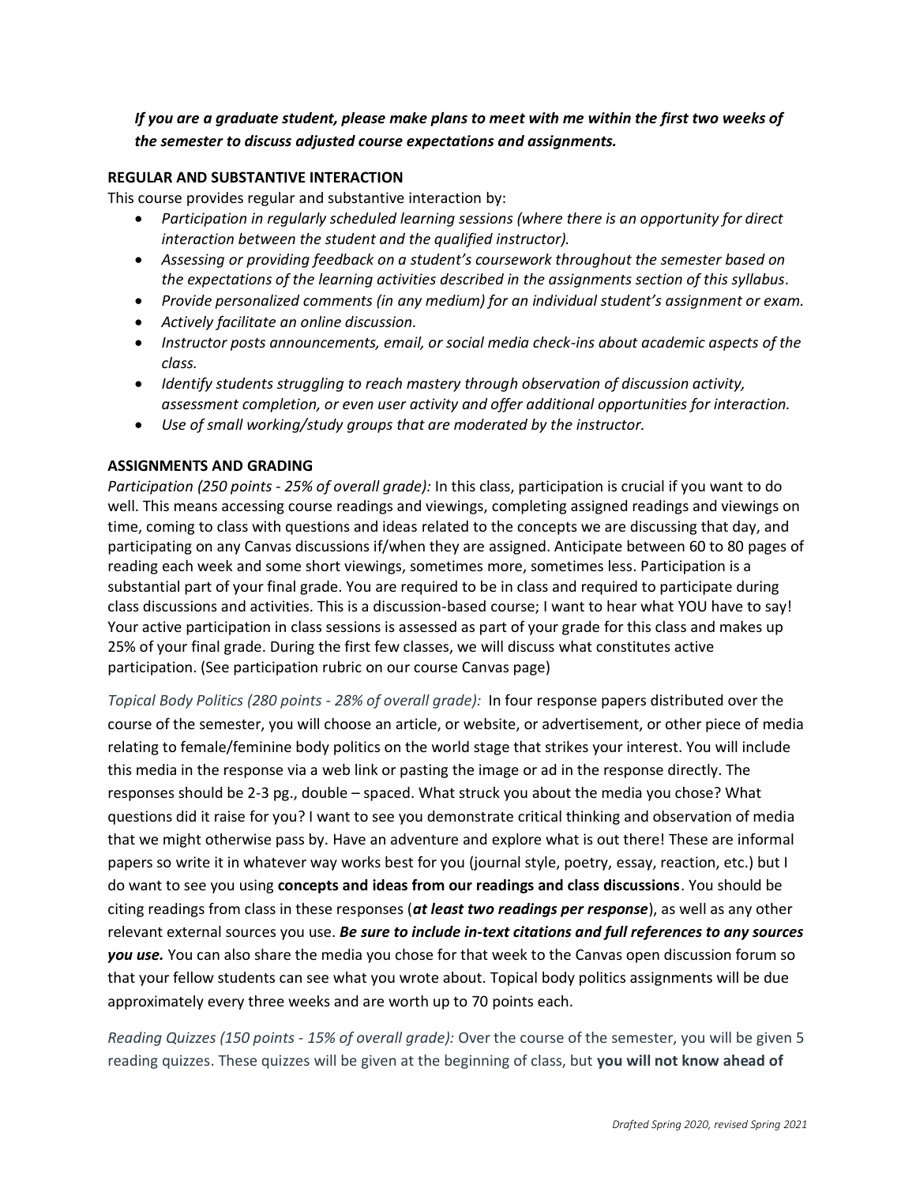***If you are a graduate student, please make plans to meet with me within the first two weeks of the semester to discuss adjusted course expectations and assignments.***

**REGULAR AND SUBSTANTIVE INTERACTION**

This course provides regular and substantive interaction by:

- *Participation in regularly scheduled learning sessions (where there is an opportunity for direct interaction between the student and the qualified instructor).*
- *Assessing or providing feedback on a student's coursework throughout the semester based on the expectations of the learning activities described in the assignments section of this syllabus.*
- *Provide personalized comments (in any medium) for an individual student's assignment or exam.*
- *Actively facilitate an online discussion.*
- *Instructor posts announcements, email, or social media check-ins about academic aspects of the class.*
- *Identify students struggling to reach mastery through observation of discussion activity, assessment completion, or even user activity and offer additional opportunities for interaction.*
- *Use of small working/study groups that are moderated by the instructor.*

**ASSIGNMENTS AND GRADING**

*Participation (250 points - 25% of overall grade):* In this class, participation is crucial if you want to do well. This means accessing course readings and viewings, completing assigned readings and viewings on time, coming to class with questions and ideas related to the concepts we are discussing that day, and participating on any Canvas discussions if/when they are assigned. Anticipate between 60 to 80 pages of reading each week and some short viewings, sometimes more, sometimes less. Participation is a substantial part of your final grade. You are required to be in class and required to participate during class discussions and activities. This is a discussion-based course; I want to hear what YOU have to say! Your active participation in class sessions is assessed as part of your grade for this class and makes up 25% of your final grade. During the first few classes, we will discuss what constitutes active participation. (See participation rubric on our course Canvas page)

*Topical Body Politics (280 points - 28% of overall grade):* In four response papers distributed over the course of the semester, you will choose an article, or website, or advertisement, or other piece of media relating to female/feminine body politics on the world stage that strikes your interest. You will include this media in the response via a web link or pasting the image or ad in the response directly. The responses should be 2-3 pg., double – spaced. What struck you about the media you chose? What questions did it raise for you? I want to see you demonstrate critical thinking and observation of media that we might otherwise pass by. Have an adventure and explore what is out there! These are informal papers so write it in whatever way works best for you (journal style, poetry, essay, reaction, etc.) but I do want to see you using **concepts and ideas from our readings and class discussions**. You should be citing readings from class in these responses (***at least two readings per response***), as well as any other relevant external sources you use. ***Be sure to include in-text citations and full references to any sources you use.*** You can also share the media you chose for that week to the Canvas open discussion forum so that your fellow students can see what you wrote about. Topical body politics assignments will be due approximately every three weeks and are worth up to 70 points each.

*Reading Quizzes (150 points - 15% of overall grade):* Over the course of the semester, you will be given 5 reading quizzes. These quizzes will be given at the beginning of class, but **you will not know ahead of**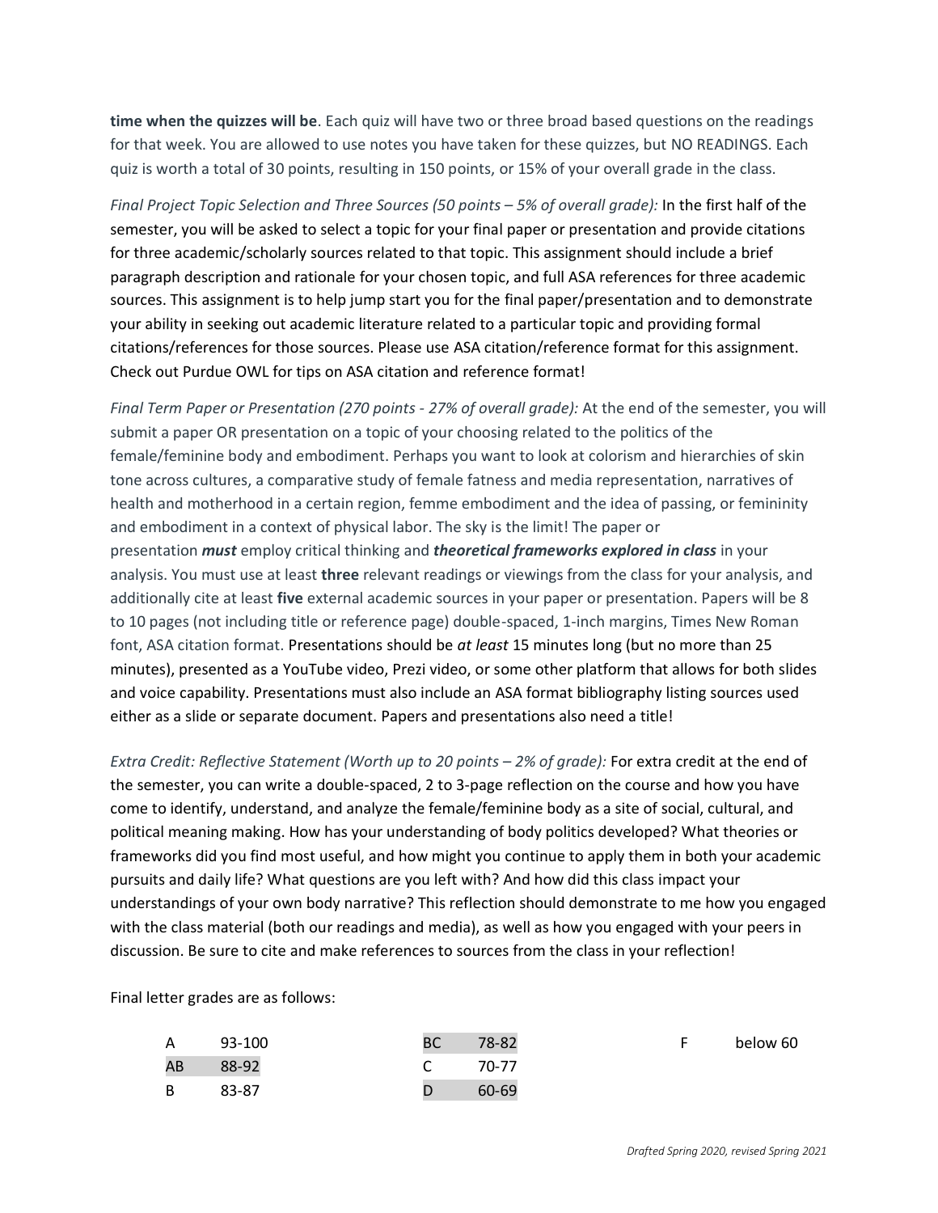**time when the quizzes will be**. Each quiz will have two or three broad based questions on the readings for that week. You are allowed to use notes you have taken for these quizzes, but NO READINGS. Each quiz is worth a total of 30 points, resulting in 150 points, or 15% of your overall grade in the class.

*Final Project Topic Selection and Three Sources (50 points – 5% of overall grade):* In the first half of the semester, you will be asked to select a topic for your final paper or presentation and provide citations for three academic/scholarly sources related to that topic. This assignment should include a brief paragraph description and rationale for your chosen topic, and full ASA references for three academic sources. This assignment is to help jump start you for the final paper/presentation and to demonstrate your ability in seeking out academic literature related to a particular topic and providing formal citations/references for those sources. Please use ASA citation/reference format for this assignment. Check out Purdue OWL for tips on ASA citation and reference format!

*Final Term Paper or Presentation (270 points - 27% of overall grade):* At the end of the semester, you will submit a paper OR presentation on a topic of your choosing related to the politics of the female/feminine body and embodiment. Perhaps you want to look at colorism and hierarchies of skin tone across cultures, a comparative study of female fatness and media representation, narratives of health and motherhood in a certain region, femme embodiment and the idea of passing, or femininity and embodiment in a context of physical labor. The sky is the limit! The paper or presentation ***must*** employ critical thinking and ***theoretical frameworks explored in class*** in your analysis. You must use at least **three** relevant readings or viewings from the class for your analysis, and additionally cite at least **five** external academic sources in your paper or presentation. Papers will be 8 to 10 pages (not including title or reference page) double-spaced, 1-inch margins, Times New Roman font, ASA citation format. Presentations should be *at least* 15 minutes long (but no more than 25 minutes), presented as a YouTube video, Prezi video, or some other platform that allows for both slides and voice capability. Presentations must also include an ASA format bibliography listing sources used either as a slide or separate document. Papers and presentations also need a title!

*Extra Credit: Reflective Statement (Worth up to 20 points – 2% of grade):* For extra credit at the end of the semester, you can write a double-spaced, 2 to 3-page reflection on the course and how you have come to identify, understand, and analyze the female/feminine body as a site of social, cultural, and political meaning making. How has your understanding of body politics developed? What theories or frameworks did you find most useful, and how might you continue to apply them in both your academic pursuits and daily life? What questions are you left with? And how did this class impact your understandings of your own body narrative? This reflection should demonstrate to me how you engaged with the class material (both our readings and media), as well as how you engaged with your peers in discussion. Be sure to cite and make references to sources from the class in your reflection!

Final letter grades are as follows:

| Grade | Range | Grade | Range | Grade | Range |
|---|---|---|---|---|---|
| A | 93-100 | BC | 78-82 | F | below 60 |
| AB | 88-92 | C | 70-77 | | |
| B | 83-87 | D | 60-69 | | |

*Drafted Spring 2020, revised Spring 2021*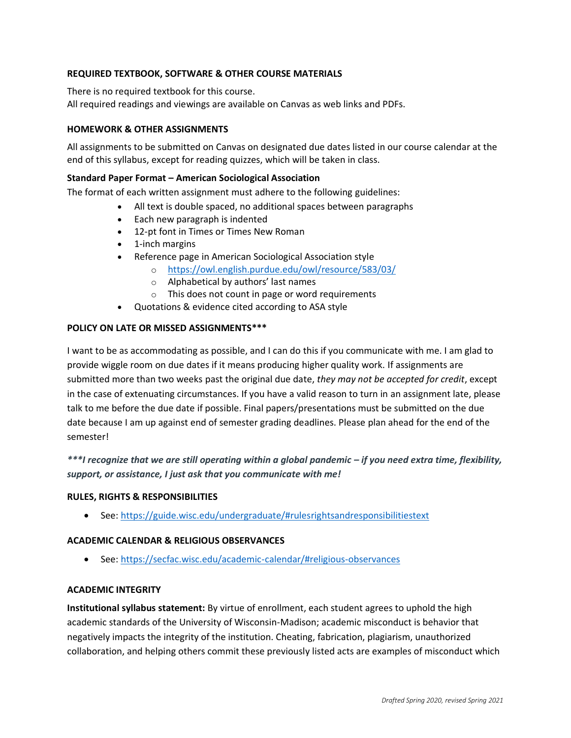### REQUIRED TEXTBOOK, SOFTWARE & OTHER COURSE MATERIALS

There is no required textbook for this course.
All required readings and viewings are available on Canvas as web links and PDFs.

### HOMEWORK & OTHER ASSIGNMENTS

All assignments to be submitted on Canvas on designated due dates listed in our course calendar at the end of this syllabus, except for reading quizzes, which will be taken in class.

**Standard Paper Format – American Sociological Association**
The format of each written assignment must adhere to the following guidelines:

- All text is double spaced, no additional spaces between paragraphs
- Each new paragraph is indented
- 12-pt font in Times or Times New Roman
- 1-inch margins
- Reference page in American Sociological Association style
  - https://owl.english.purdue.edu/owl/resource/583/03/
  - Alphabetical by authors' last names
  - This does not count in page or word requirements
- Quotations & evidence cited according to ASA style

### POLICY ON LATE OR MISSED ASSIGNMENTS***

I want to be as accommodating as possible, and I can do this if you communicate with me. I am glad to provide wiggle room on due dates if it means producing higher quality work. If assignments are submitted more than two weeks past the original due date, *they may not be accepted for credit*, except in the case of extenuating circumstances. If you have a valid reason to turn in an assignment late, please talk to me before the due date if possible. Final papers/presentations must be submitted on the due date because I am up against end of semester grading deadlines. Please plan ahead for the end of the semester!

***_**I recognize that we are still operating within a global pandemic – if you need extra time, flexibility, support, or assistance, I just ask that you communicate with me!**_

### RULES, RIGHTS & RESPONSIBILITIES

- See: https://guide.wisc.edu/undergraduate/#rulesrightsandresponsibilitiestext

### ACADEMIC CALENDAR & RELIGIOUS OBSERVANCES

- See: https://secfac.wisc.edu/academic-calendar/#religious-observances

### ACADEMIC INTEGRITY

**Institutional syllabus statement:** By virtue of enrollment, each student agrees to uphold the high academic standards of the University of Wisconsin-Madison; academic misconduct is behavior that negatively impacts the integrity of the institution. Cheating, fabrication, plagiarism, unauthorized collaboration, and helping others commit these previously listed acts are examples of misconduct which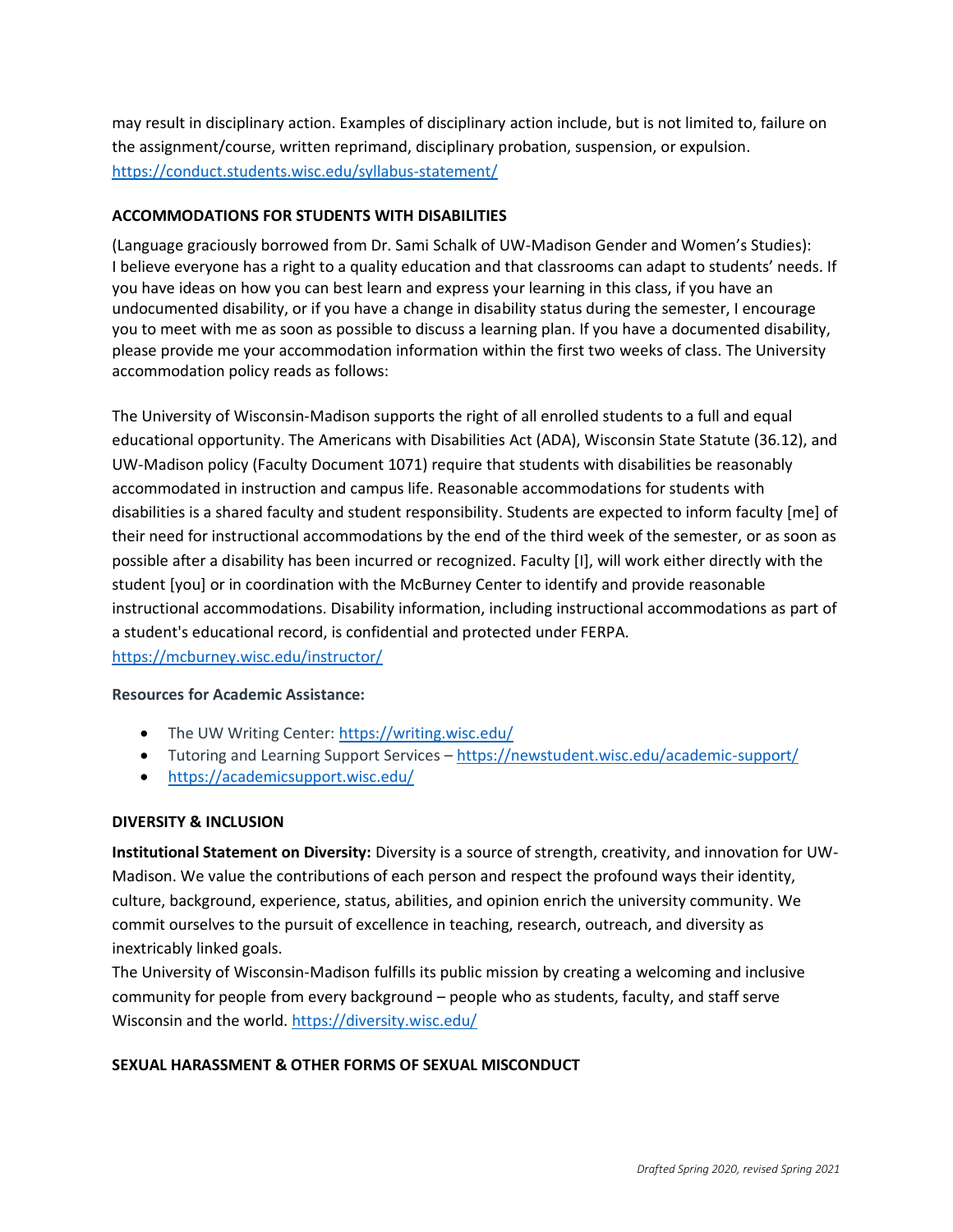may result in disciplinary action. Examples of disciplinary action include, but is not limited to, failure on the assignment/course, written reprimand, disciplinary probation, suspension, or expulsion. https://conduct.students.wisc.edu/syllabus-statement/

## ACCOMMODATIONS FOR STUDENTS WITH DISABILITIES

(Language graciously borrowed from Dr. Sami Schalk of UW-Madison Gender and Women's Studies): I believe everyone has a right to a quality education and that classrooms can adapt to students' needs. If you have ideas on how you can best learn and express your learning in this class, if you have an undocumented disability, or if you have a change in disability status during the semester, I encourage you to meet with me as soon as possible to discuss a learning plan. If you have a documented disability, please provide me your accommodation information within the first two weeks of class. The University accommodation policy reads as follows:

The University of Wisconsin-Madison supports the right of all enrolled students to a full and equal educational opportunity. The Americans with Disabilities Act (ADA), Wisconsin State Statute (36.12), and UW-Madison policy (Faculty Document 1071) require that students with disabilities be reasonably accommodated in instruction and campus life. Reasonable accommodations for students with disabilities is a shared faculty and student responsibility. Students are expected to inform faculty [me] of their need for instructional accommodations by the end of the third week of the semester, or as soon as possible after a disability has been incurred or recognized. Faculty [I], will work either directly with the student [you] or in coordination with the McBurney Center to identify and provide reasonable instructional accommodations. Disability information, including instructional accommodations as part of a student's educational record, is confidential and protected under FERPA. https://mcburney.wisc.edu/instructor/

**Resources for Academic Assistance:**

- The UW Writing Center: https://writing.wisc.edu/
- Tutoring and Learning Support Services – https://newstudent.wisc.edu/academic-support/
- https://academicsupport.wisc.edu/

## DIVERSITY & INCLUSION

**Institutional Statement on Diversity:** Diversity is a source of strength, creativity, and innovation for UW-Madison. We value the contributions of each person and respect the profound ways their identity, culture, background, experience, status, abilities, and opinion enrich the university community. We commit ourselves to the pursuit of excellence in teaching, research, outreach, and diversity as inextricably linked goals.

The University of Wisconsin-Madison fulfills its public mission by creating a welcoming and inclusive community for people from every background – people who as students, faculty, and staff serve Wisconsin and the world. https://diversity.wisc.edu/

## SEXUAL HARASSMENT & OTHER FORMS OF SEXUAL MISCONDUCT

*Drafted Spring 2020, revised Spring 2021*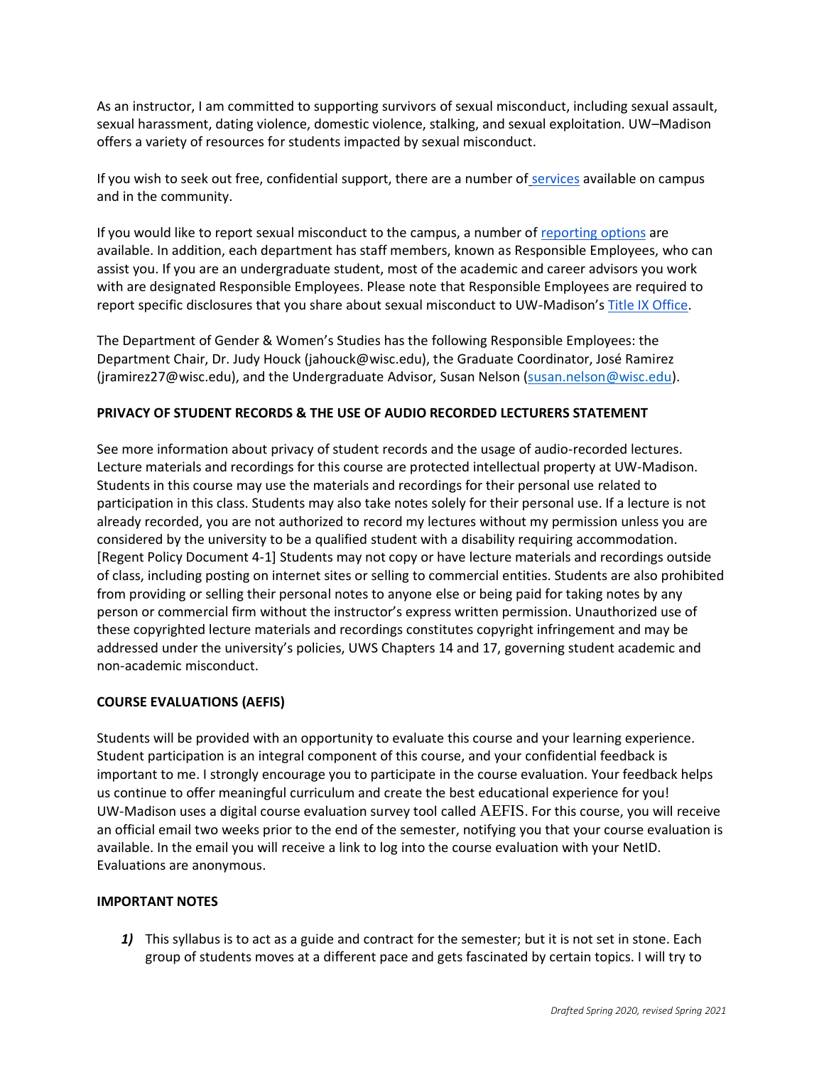As an instructor, I am committed to supporting survivors of sexual misconduct, including sexual assault, sexual harassment, dating violence, domestic violence, stalking, and sexual exploitation. UW–Madison offers a variety of resources for students impacted by sexual misconduct.

If you wish to seek out free, confidential support, there are a number of services available on campus and in the community.

If you would like to report sexual misconduct to the campus, a number of reporting options are available. In addition, each department has staff members, known as Responsible Employees, who can assist you. If you are an undergraduate student, most of the academic and career advisors you work with are designated Responsible Employees. Please note that Responsible Employees are required to report specific disclosures that you share about sexual misconduct to UW-Madison's Title IX Office.

The Department of Gender & Women's Studies has the following Responsible Employees: the Department Chair, Dr. Judy Houck (jahouck@wisc.edu), the Graduate Coordinator, José Ramirez (jramirez27@wisc.edu), and the Undergraduate Advisor, Susan Nelson (susan.nelson@wisc.edu).

**PRIVACY OF STUDENT RECORDS & THE USE OF AUDIO RECORDED LECTURERS STATEMENT**

See more information about privacy of student records and the usage of audio-recorded lectures. Lecture materials and recordings for this course are protected intellectual property at UW-Madison. Students in this course may use the materials and recordings for their personal use related to participation in this class. Students may also take notes solely for their personal use. If a lecture is not already recorded, you are not authorized to record my lectures without my permission unless you are considered by the university to be a qualified student with a disability requiring accommodation. [Regent Policy Document 4-1] Students may not copy or have lecture materials and recordings outside of class, including posting on internet sites or selling to commercial entities. Students are also prohibited from providing or selling their personal notes to anyone else or being paid for taking notes by any person or commercial firm without the instructor's express written permission. Unauthorized use of these copyrighted lecture materials and recordings constitutes copyright infringement and may be addressed under the university's policies, UWS Chapters 14 and 17, governing student academic and non-academic misconduct.

**COURSE EVALUATIONS (AEFIS)**

Students will be provided with an opportunity to evaluate this course and your learning experience. Student participation is an integral component of this course, and your confidential feedback is important to me. I strongly encourage you to participate in the course evaluation. Your feedback helps us continue to offer meaningful curriculum and create the best educational experience for you! UW-Madison uses a digital course evaluation survey tool called AEFIS. For this course, you will receive an official email two weeks prior to the end of the semester, notifying you that your course evaluation is available. In the email you will receive a link to log into the course evaluation with your NetID. Evaluations are anonymous.

**IMPORTANT NOTES**

***1)*** This syllabus is to act as a guide and contract for the semester; but it is not set in stone. Each group of students moves at a different pace and gets fascinated by certain topics. I will try to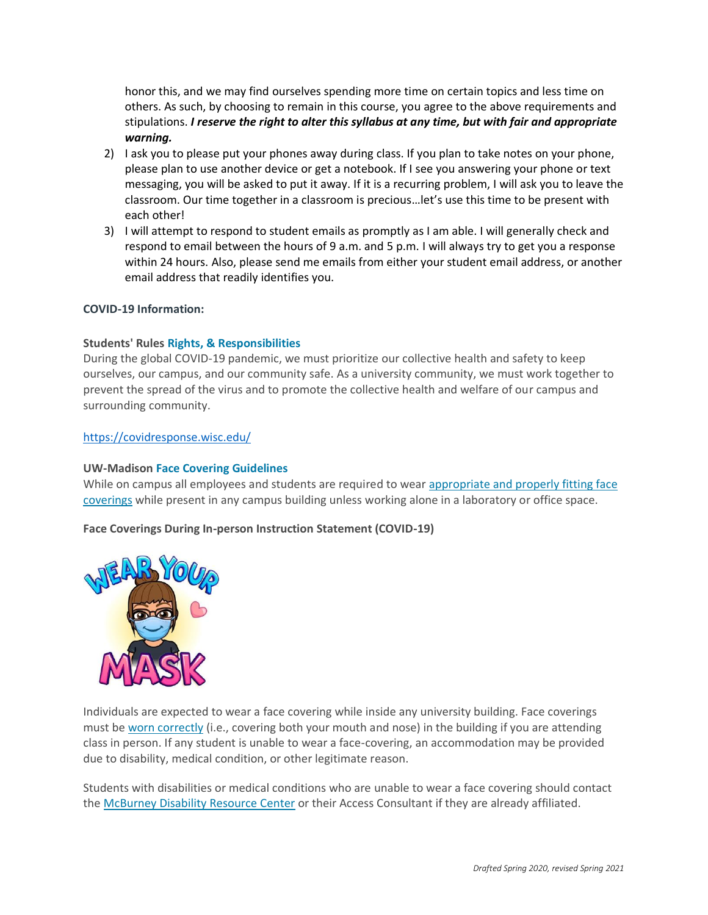honor this, and we may find ourselves spending more time on certain topics and less time on others. As such, by choosing to remain in this course, you agree to the above requirements and stipulations. ***I reserve the right to alter this syllabus at any time, but with fair and appropriate warning.***

2) I ask you to please put your phones away during class. If you plan to take notes on your phone, please plan to use another device or get a notebook. If I see you answering your phone or text messaging, you will be asked to put it away. If it is a recurring problem, I will ask you to leave the classroom. Our time together in a classroom is precious…let's use this time to be present with each other!
3) I will attempt to respond to student emails as promptly as I am able. I will generally check and respond to email between the hours of 9 a.m. and 5 p.m. I will always try to get you a response within 24 hours. Also, please send me emails from either your student email address, or another email address that readily identifies you.

**COVID-19 Information:**

**Students' Rules Rights, & Responsibilities**

During the global COVID-19 pandemic, we must prioritize our collective health and safety to keep ourselves, our campus, and our community safe. As a university community, we must work together to prevent the spread of the virus and to promote the collective health and welfare of our campus and surrounding community.

https://covidresponse.wisc.edu/

**UW-Madison Face Covering Guidelines**

While on campus all employees and students are required to wear appropriate and properly fitting face coverings while present in any campus building unless working alone in a laboratory or office space.

**Face Coverings During In-person Instruction Statement (COVID-19)**

Individuals are expected to wear a face covering while inside any university building. Face coverings must be worn correctly (i.e., covering both your mouth and nose) in the building if you are attending class in person. If any student is unable to wear a face-covering, an accommodation may be provided due to disability, medical condition, or other legitimate reason.

Students with disabilities or medical conditions who are unable to wear a face covering should contact the McBurney Disability Resource Center or their Access Consultant if they are already affiliated.

*Drafted Spring 2020, revised Spring 2021*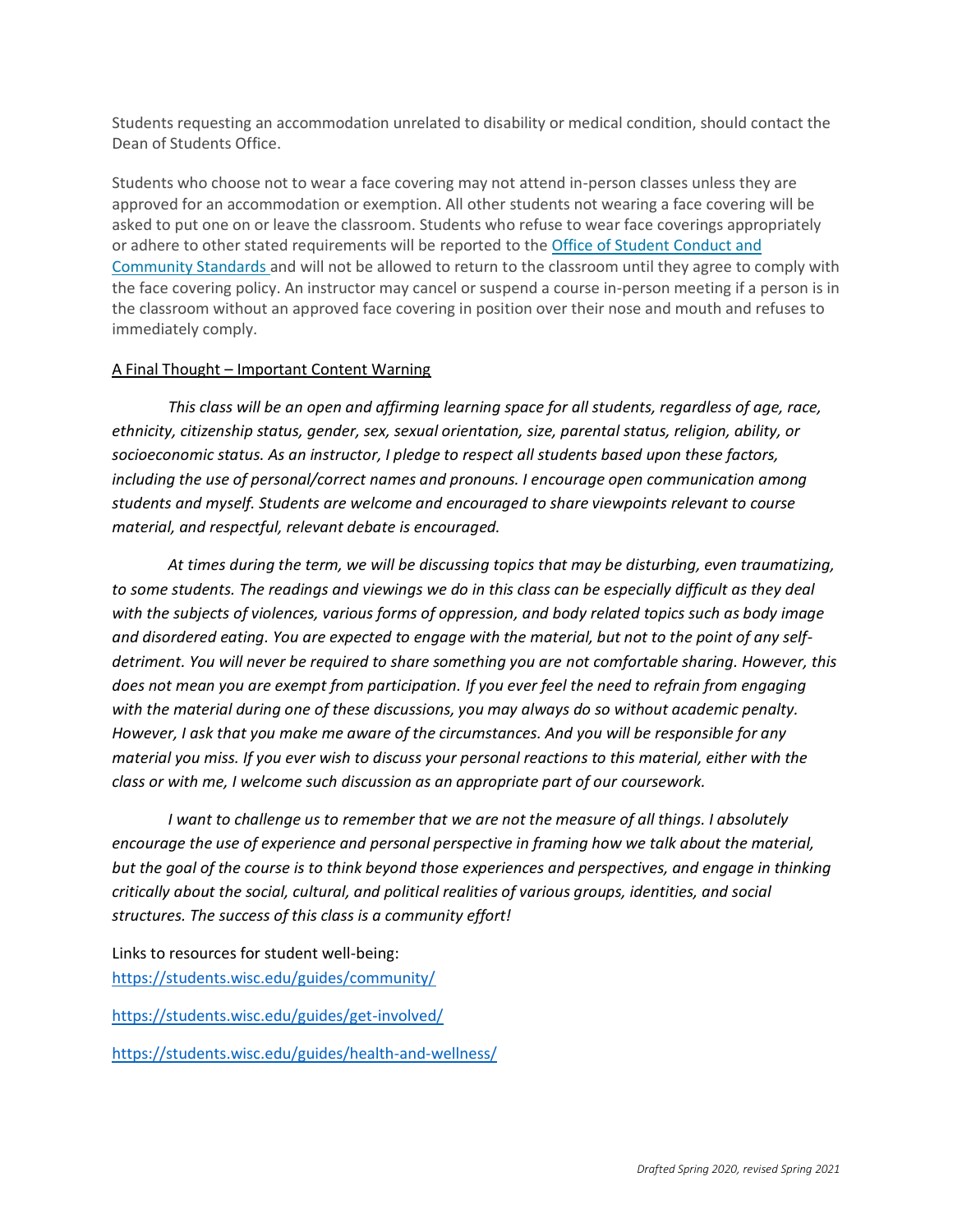Students requesting an accommodation unrelated to disability or medical condition, should contact the Dean of Students Office.

Students who choose not to wear a face covering may not attend in-person classes unless they are approved for an accommodation or exemption. All other students not wearing a face covering will be asked to put one on or leave the classroom. Students who refuse to wear face coverings appropriately or adhere to other stated requirements will be reported to the [Office of Student Conduct and Community Standards](#) and will not be allowed to return to the classroom until they agree to comply with the face covering policy. An instructor may cancel or suspend a course in-person meeting if a person is in the classroom without an approved face covering in position over their nose and mouth and refuses to immediately comply.

<u>A Final Thought – Important Content Warning</u>

*This class will be an open and affirming learning space for all students, regardless of age, race, ethnicity, citizenship status, gender, sex, sexual orientation, size, parental status, religion, ability, or socioeconomic status. As an instructor, I pledge to respect all students based upon these factors, including the use of personal/correct names and pronouns. I encourage open communication among students and myself. Students are welcome and encouraged to share viewpoints relevant to course material, and respectful, relevant debate is encouraged.*

*At times during the term, we will be discussing topics that may be disturbing, even traumatizing, to some students. The readings and viewings we do in this class can be especially difficult as they deal with the subjects of violences, various forms of oppression, and body related topics such as body image and disordered eating. You are expected to engage with the material, but not to the point of any self-detriment. You will never be required to share something you are not comfortable sharing. However, this does not mean you are exempt from participation. If you ever feel the need to refrain from engaging with the material during one of these discussions, you may always do so without academic penalty. However, I ask that you make me aware of the circumstances. And you will be responsible for any material you miss. If you ever wish to discuss your personal reactions to this material, either with the class or with me, I welcome such discussion as an appropriate part of our coursework.*

*I want to challenge us to remember that we are not the measure of all things. I absolutely encourage the use of experience and personal perspective in framing how we talk about the material, but the goal of the course is to think beyond those experiences and perspectives, and engage in thinking critically about the social, cultural, and political realities of various groups, identities, and social structures. The success of this class is a community effort!*

Links to resources for student well-being:
https://students.wisc.edu/guides/community/

https://students.wisc.edu/guides/get-involved/

https://students.wisc.edu/guides/health-and-wellness/

*Drafted Spring 2020, revised Spring 2021*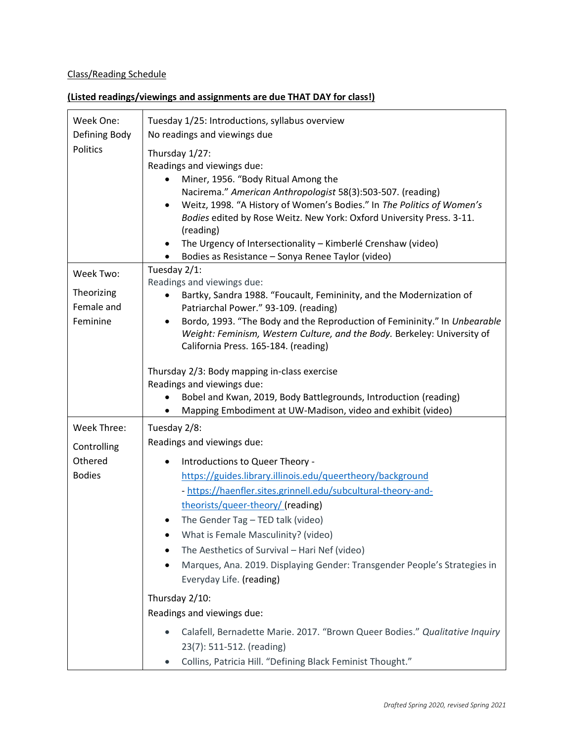Class/Reading Schedule

**(Listed readings/viewings and assignments are due THAT DAY for class!)**

| Week | Schedule |
|---|---|
| Week One: Defining Body Politics | Tuesday 1/25: Introductions, syllabus overview<br>No readings and viewings due<br><br>Thursday 1/27:<br>Readings and viewings due:<br>• Miner, 1956. "Body Ritual Among the Nacirema." *American Anthropologist* 58(3):503-507. (reading)<br>• Weitz, 1998. "A History of Women's Bodies." In *The Politics of Women's Bodies* edited by Rose Weitz. New York: Oxford University Press. 3-11. (reading)<br>• The Urgency of Intersectionality – Kimberlé Crenshaw (video)<br>• Bodies as Resistance – Sonya Renee Taylor (video) |
| Week Two: Theorizing Female and Feminine | Tuesday 2/1:<br>Readings and viewings due:<br>• Bartky, Sandra 1988. "Foucault, Femininity, and the Modernization of Patriarchal Power." 93-109. (reading)<br>• Bordo, 1993. "The Body and the Reproduction of Femininity." In *Unbearable Weight: Feminism, Western Culture, and the Body.* Berkeley: University of California Press. 165-184. (reading)<br><br>Thursday 2/3: Body mapping in-class exercise<br>Readings and viewings due:<br>• Bobel and Kwan, 2019, Body Battlegrounds, Introduction (reading)<br>• Mapping Embodiment at UW-Madison, video and exhibit (video) |
| Week Three: Controlling Othered Bodies | Tuesday 2/8:<br>Readings and viewings due:<br>• Introductions to Queer Theory - https://guides.library.illinois.edu/queertheory/background - https://haenfler.sites.grinnell.edu/subcultural-theory-and-theorists/queer-theory/ (reading)<br>• The Gender Tag – TED talk (video)<br>• What is Female Masculinity? (video)<br>• The Aesthetics of Survival – Hari Nef (video)<br>• Marques, Ana. 2019. Displaying Gender: Transgender People's Strategies in Everyday Life. (reading)<br><br>Thursday 2/10:<br>Readings and viewings due:<br>• Calafell, Bernadette Marie. 2017. "Brown Queer Bodies." *Qualitative Inquiry* 23(7): 511-512. (reading)<br>• Collins, Patricia Hill. "Defining Black Feminist Thought." |

*Drafted Spring 2020, revised Spring 2021*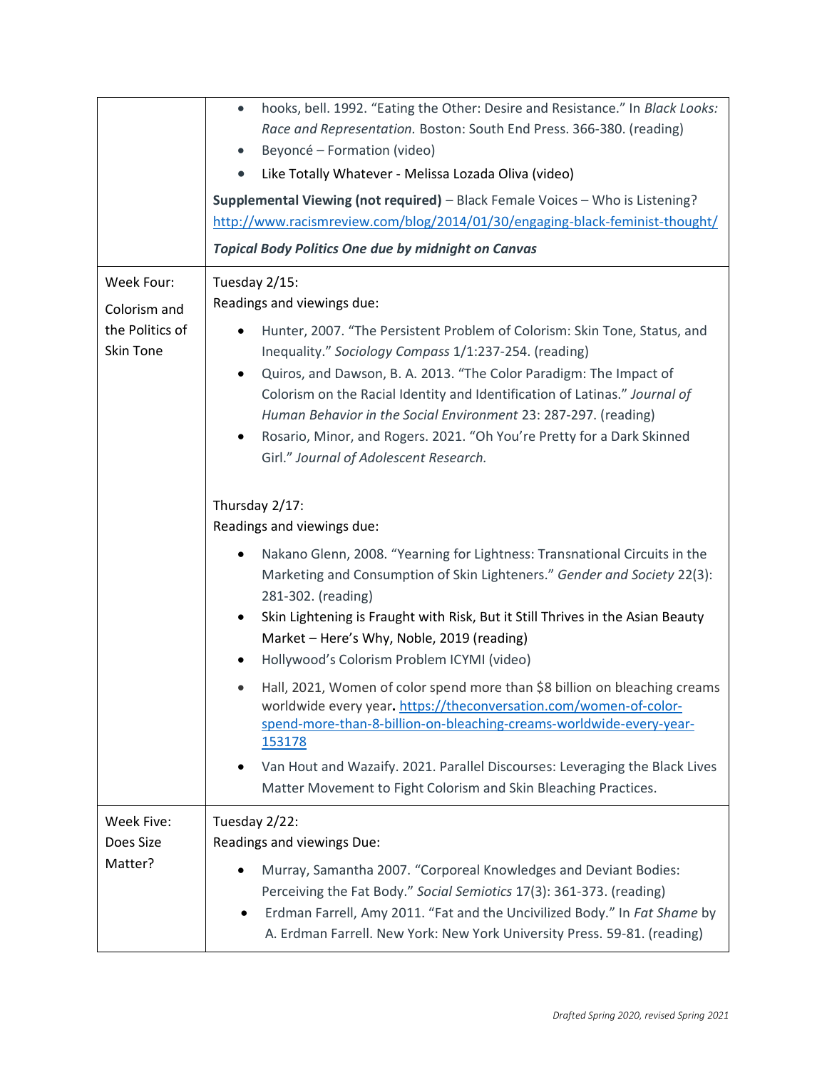| | |
|---|---|
| | • hooks, bell. 1992. "Eating the Other: Desire and Resistance." In *Black Looks: Race and Representation.* Boston: South End Press. 366-380. (reading)<br>• Beyoncé – Formation (video)<br>• Like Totally Whatever - Melissa Lozada Oliva (video)<br><br>**Supplemental Viewing (not required)** – Black Female Voices – Who is Listening? http://www.racismreview.com/blog/2014/01/30/engaging-black-feminist-thought/<br><br>***Topical Body Politics One due by midnight on Canvas*** |
| Week Four: Colorism and the Politics of Skin Tone | Tuesday 2/15:<br>Readings and viewings due:<br>• Hunter, 2007. "The Persistent Problem of Colorism: Skin Tone, Status, and Inequality." *Sociology Compass* 1/1:237-254. (reading)<br>• Quiros, and Dawson, B. A. 2013. "The Color Paradigm: The Impact of Colorism on the Racial Identity and Identification of Latinas." *Journal of Human Behavior in the Social Environment* 23: 287-297. (reading)<br>• Rosario, Minor, and Rogers. 2021. "Oh You're Pretty for a Dark Skinned Girl." *Journal of Adolescent Research.*<br><br>Thursday 2/17:<br>Readings and viewings due:<br>• Nakano Glenn, 2008. "Yearning for Lightness: Transnational Circuits in the Marketing and Consumption of Skin Lighteners." *Gender and Society* 22(3): 281-302. (reading)<br>• Skin Lightening is Fraught with Risk, But it Still Thrives in the Asian Beauty Market – Here's Why, Noble, 2019 (reading)<br>• Hollywood's Colorism Problem ICYMI (video)<br>• Hall, 2021, Women of color spend more than $8 billion on bleaching creams worldwide every year**.** https://theconversation.com/women-of-color-spend-more-than-8-billion-on-bleaching-creams-worldwide-every-year-153178<br>• Van Hout and Wazaify. 2021. Parallel Discourses: Leveraging the Black Lives Matter Movement to Fight Colorism and Skin Bleaching Practices. |
| Week Five: Does Size Matter? | Tuesday 2/22:<br>Readings and viewings Due:<br>• Murray, Samantha 2007. "Corporeal Knowledges and Deviant Bodies: Perceiving the Fat Body." *Social Semiotics* 17(3): 361-373. (reading)<br>• Erdman Farrell, Amy 2011. "Fat and the Uncivilized Body." In *Fat Shame* by A. Erdman Farrell. New York: New York University Press. 59-81. (reading) |

*Drafted Spring 2020, revised Spring 2021*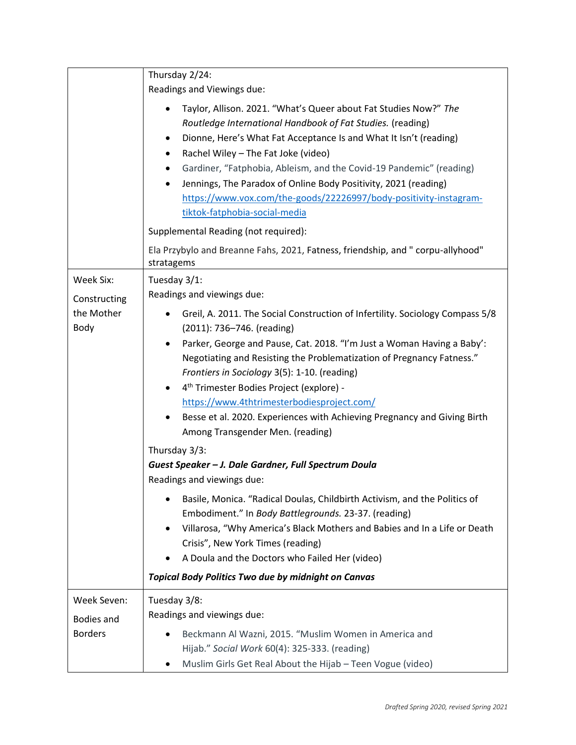| | |
|---|---|
| | Thursday 2/24:<br>Readings and Viewings due:<br>• Taylor, Allison. 2021. "What's Queer about Fat Studies Now?" *The Routledge International Handbook of Fat Studies.* (reading)<br>• Dionne, Here's What Fat Acceptance Is and What It Isn't (reading)<br>• Rachel Wiley – The Fat Joke (video)<br>• Gardiner, "Fatphobia, Ableism, and the Covid-19 Pandemic" (reading)<br>• Jennings, The Paradox of Online Body Positivity, 2021 (reading) https://www.vox.com/the-goods/22226997/body-positivity-instagram-tiktok-fatphobia-social-media<br>Supplemental Reading (not required):<br>Ela Przybylo and Breanne Fahs, 2021, Fatness, friendship, and " corpu-allyhood" stratagems |
| Week Six:<br>Constructing the Mother Body | Tuesday 3/1:<br>Readings and viewings due:<br>• Greil, A. 2011. The Social Construction of Infertility. Sociology Compass 5/8 (2011): 736–746. (reading)<br>• Parker, George and Pause, Cat. 2018. "I'm Just a Woman Having a Baby': Negotiating and Resisting the Problematization of Pregnancy Fatness." *Frontiers in Sociology* 3(5): 1-10. (reading)<br>• 4th Trimester Bodies Project (explore) - https://www.4thtrimesterbodiesproject.com/<br>• Besse et al. 2020. Experiences with Achieving Pregnancy and Giving Birth Among Transgender Men. (reading)<br>Thursday 3/3:<br>***Guest Speaker – J. Dale Gardner, Full Spectrum Doula***<br>Readings and viewings due:<br>• Basile, Monica. "Radical Doulas, Childbirth Activism, and the Politics of Embodiment." In *Body Battlegrounds.* 23-37. (reading)<br>• Villarosa, "Why America's Black Mothers and Babies and In a Life or Death Crisis", New York Times (reading)<br>• A Doula and the Doctors who Failed Her (video)<br>***Topical Body Politics Two due by midnight on Canvas*** |
| Week Seven:<br>Bodies and Borders | Tuesday 3/8:<br>Readings and viewings due:<br>• Beckmann Al Wazni, 2015. "Muslim Women in America and Hijab." *Social Work* 60(4): 325-333. (reading)<br>• Muslim Girls Get Real About the Hijab – Teen Vogue (video) |

*Drafted Spring 2020, revised Spring 2021*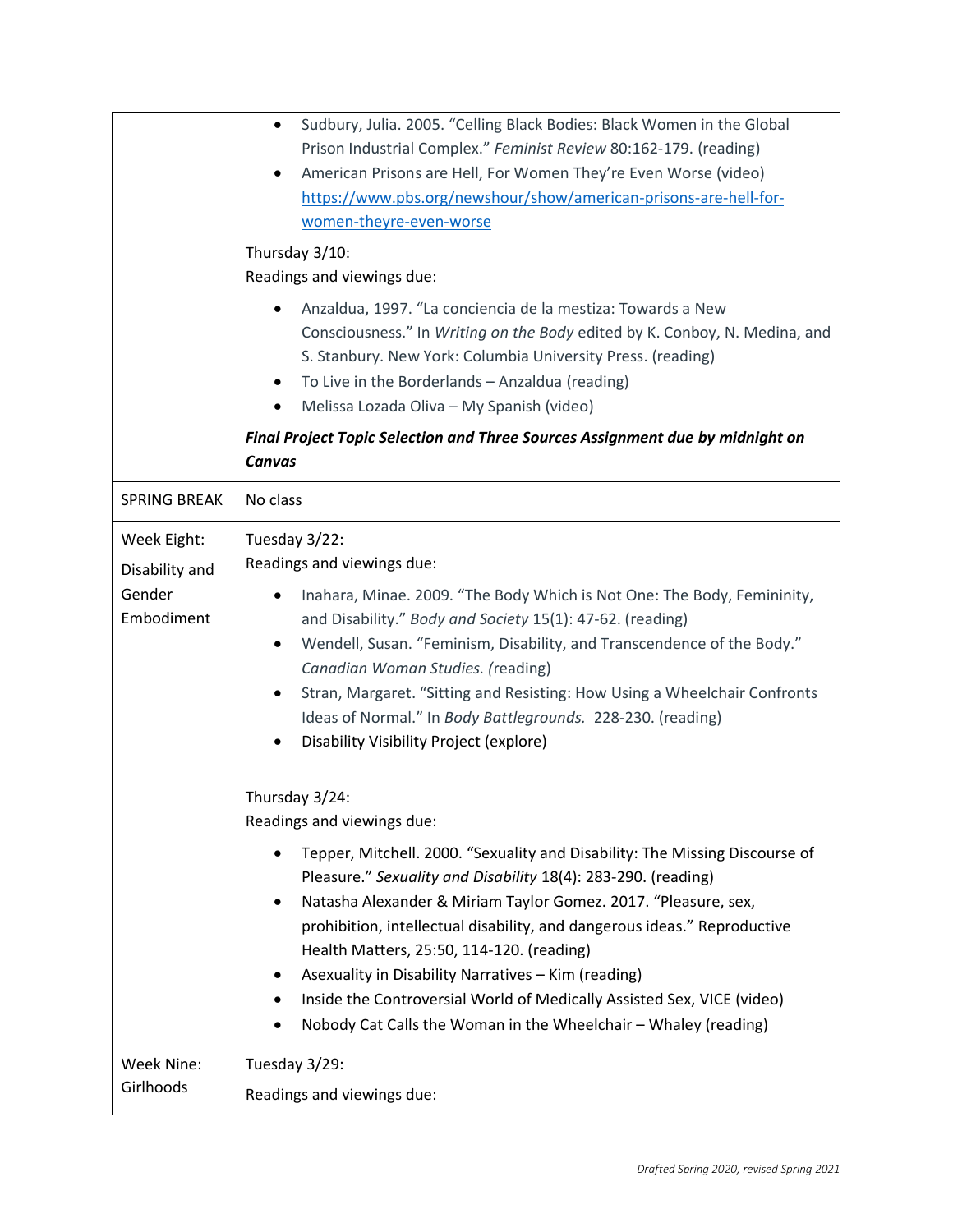| | |
|---|---|
| | • Sudbury, Julia. 2005. "Celling Black Bodies: Black Women in the Global Prison Industrial Complex." *Feminist Review* 80:162-179. (reading)<br>• American Prisons are Hell, For Women They're Even Worse (video) https://www.pbs.org/newshour/show/american-prisons-are-hell-for-women-theyre-even-worse<br><br>Thursday 3/10:<br>Readings and viewings due:<br>• Anzaldua, 1997. "La conciencia de la mestiza: Towards a New Consciousness." In *Writing on the Body* edited by K. Conboy, N. Medina, and S. Stanbury. New York: Columbia University Press. (reading)<br>• To Live in the Borderlands – Anzaldua (reading)<br>• Melissa Lozada Oliva – My Spanish (video)<br><br>***Final Project Topic Selection and Three Sources Assignment due by midnight on Canvas*** |
| SPRING BREAK | No class |
| Week Eight: Disability and Gender Embodiment | Tuesday 3/22:<br>Readings and viewings due:<br>• Inahara, Minae. 2009. "The Body Which is Not One: The Body, Femininity, and Disability." *Body and Society* 15(1): 47-62. (reading)<br>• Wendell, Susan. "Feminism, Disability, and Transcendence of the Body." *Canadian Woman Studies. (*reading)<br>• Stran, Margaret. "Sitting and Resisting: How Using a Wheelchair Confronts Ideas of Normal." In *Body Battlegrounds.* 228-230. (reading)<br>• Disability Visibility Project (explore)<br><br>Thursday 3/24:<br>Readings and viewings due:<br>• Tepper, Mitchell. 2000. "Sexuality and Disability: The Missing Discourse of Pleasure." *Sexuality and Disability* 18(4): 283-290. (reading)<br>• Natasha Alexander & Miriam Taylor Gomez. 2017. "Pleasure, sex, prohibition, intellectual disability, and dangerous ideas." Reproductive Health Matters, 25:50, 114-120. (reading)<br>• Asexuality in Disability Narratives – Kim (reading)<br>• Inside the Controversial World of Medically Assisted Sex, VICE (video)<br>• Nobody Cat Calls the Woman in the Wheelchair – Whaley (reading) |
| Week Nine: Girlhoods | Tuesday 3/29:<br>Readings and viewings due: |

*Drafted Spring 2020, revised Spring 2021*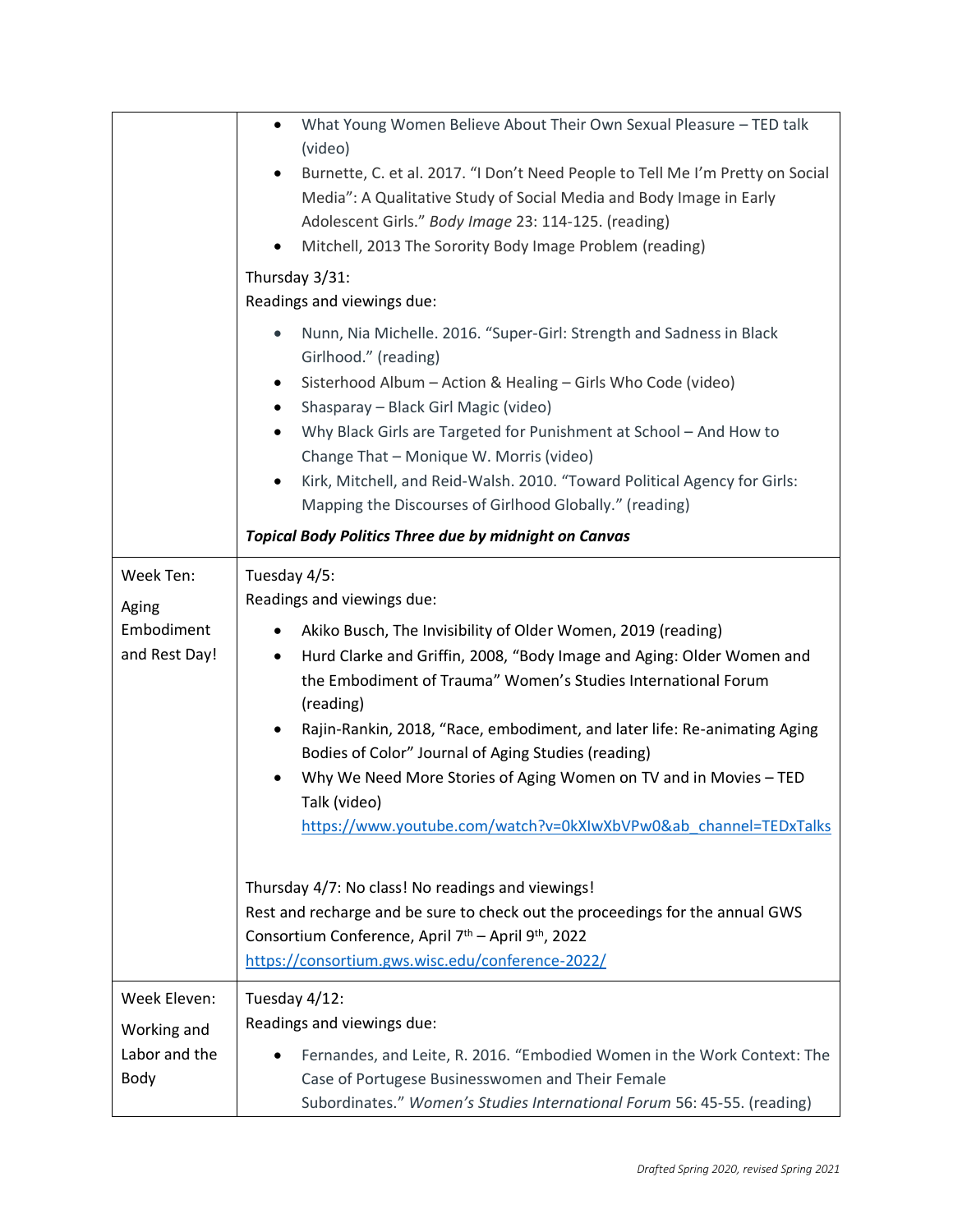| | |
|---|---|
| | • What Young Women Believe About Their Own Sexual Pleasure – TED talk (video)<br>• Burnette, C. et al. 2017. "I Don't Need People to Tell Me I'm Pretty on Social Media": A Qualitative Study of Social Media and Body Image in Early Adolescent Girls." *Body Image* 23: 114-125. (reading)<br>• Mitchell, 2013 The Sorority Body Image Problem (reading)<br><br>Thursday 3/31:<br>Readings and viewings due:<br><br>• Nunn, Nia Michelle. 2016. "Super-Girl: Strength and Sadness in Black Girlhood." (reading)<br>• Sisterhood Album – Action & Healing – Girls Who Code (video)<br>• Shasparay – Black Girl Magic (video)<br>• Why Black Girls are Targeted for Punishment at School – And How to Change That – Monique W. Morris (video)<br>• Kirk, Mitchell, and Reid-Walsh. 2010. "Toward Political Agency for Girls: Mapping the Discourses of Girlhood Globally." (reading)<br><br>***Topical Body Politics Three due by midnight on Canvas*** |
| Week Ten:<br><br>Aging Embodiment and Rest Day! | Tuesday 4/5:<br>Readings and viewings due:<br><br>• Akiko Busch, The Invisibility of Older Women, 2019 (reading)<br>• Hurd Clarke and Griffin, 2008, "Body Image and Aging: Older Women and the Embodiment of Trauma" Women's Studies International Forum (reading)<br>• Rajin-Rankin, 2018, "Race, embodiment, and later life: Re-animating Aging Bodies of Color" Journal of Aging Studies (reading)<br>• Why We Need More Stories of Aging Women on TV and in Movies – TED Talk (video) https://www.youtube.com/watch?v=0kXIwXbVPw0&ab_channel=TEDxTalks<br><br>Thursday 4/7: No class! No readings and viewings!<br>Rest and recharge and be sure to check out the proceedings for the annual GWS Consortium Conference, April 7th – April 9th, 2022<br>https://consortium.gws.wisc.edu/conference-2022/ |
| Week Eleven:<br><br>Working and Labor and the Body | Tuesday 4/12:<br>Readings and viewings due:<br><br>• Fernandes, and Leite, R. 2016. "Embodied Women in the Work Context: The Case of Portugese Businesswomen and Their Female Subordinates." *Women's Studies International Forum* 56: 45-55. (reading) |

*Drafted Spring 2020, revised Spring 2021*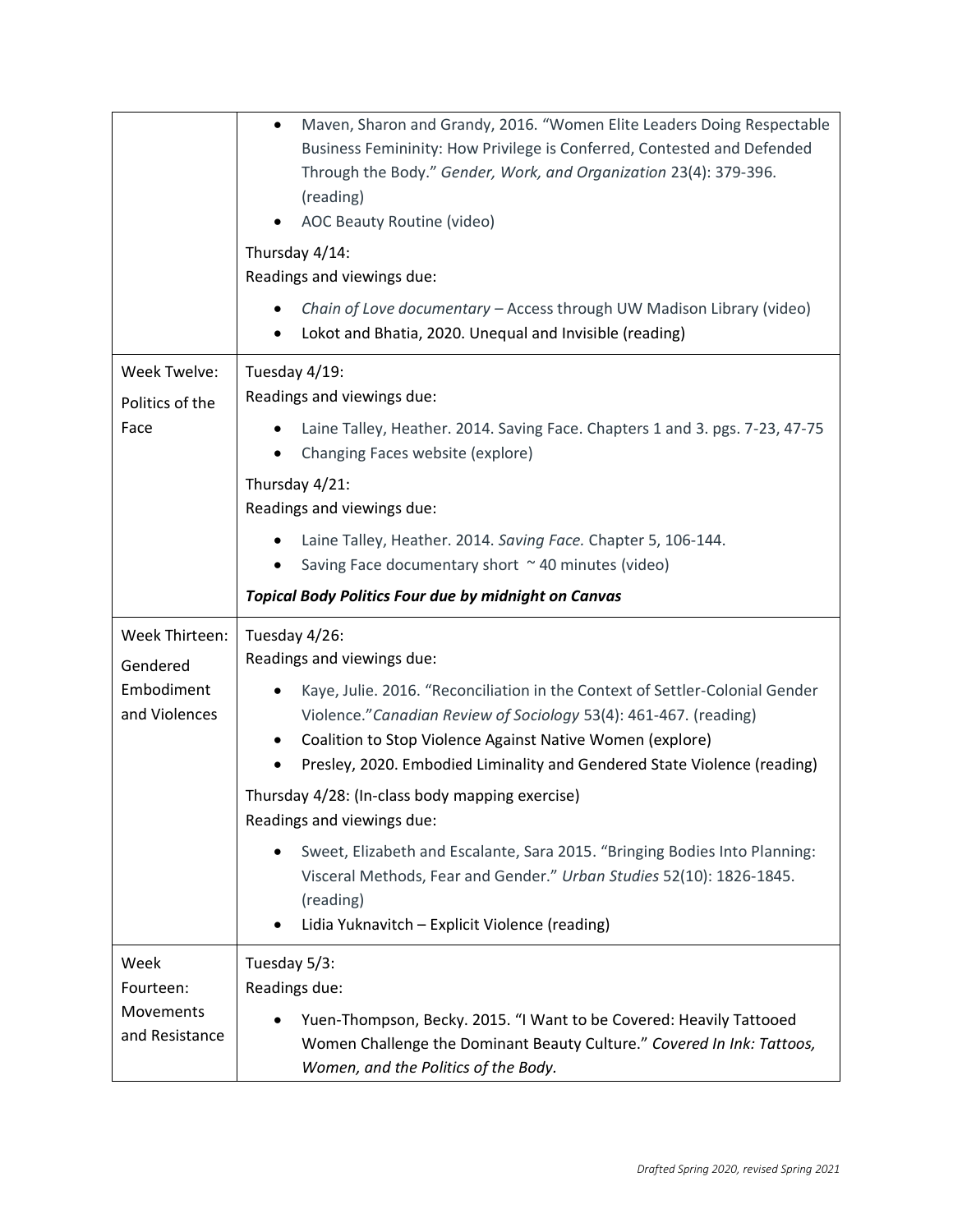| | |
|---|---|
| | • Maven, Sharon and Grandy, 2016. "Women Elite Leaders Doing Respectable Business Femininity: How Privilege is Conferred, Contested and Defended Through the Body." *Gender, Work, and Organization* 23(4): 379-396. (reading)<br>• AOC Beauty Routine (video)<br><br>Thursday 4/14:<br>Readings and viewings due:<br>• *Chain of Love documentary* – Access through UW Madison Library (video)<br>• Lokot and Bhatia, 2020. Unequal and Invisible (reading) |
| Week Twelve: Politics of the Face | Tuesday 4/19:<br>Readings and viewings due:<br>• Laine Talley, Heather. 2014. Saving Face. Chapters 1 and 3. pgs. 7-23, 47-75<br>• Changing Faces website (explore)<br><br>Thursday 4/21:<br>Readings and viewings due:<br>• Laine Talley, Heather. 2014. *Saving Face.* Chapter 5, 106-144.<br>• Saving Face documentary short ~ 40 minutes (video)<br><br>***Topical Body Politics Four due by midnight on Canvas*** |
| Week Thirteen: Gendered Embodiment and Violences | Tuesday 4/26:<br>Readings and viewings due:<br>• Kaye, Julie. 2016. "Reconciliation in the Context of Settler-Colonial Gender Violence."*Canadian Review of Sociology* 53(4): 461-467. (reading)<br>• Coalition to Stop Violence Against Native Women (explore)<br>• Presley, 2020. Embodied Liminality and Gendered State Violence (reading)<br><br>Thursday 4/28: (In-class body mapping exercise)<br>Readings and viewings due:<br>• Sweet, Elizabeth and Escalante, Sara 2015. "Bringing Bodies Into Planning: Visceral Methods, Fear and Gender." *Urban Studies* 52(10): 1826-1845. (reading)<br>• Lidia Yuknavitch – Explicit Violence (reading) |
| Week Fourteen: Movements and Resistance | Tuesday 5/3:<br>Readings due:<br>• Yuen-Thompson, Becky. 2015. "I Want to be Covered: Heavily Tattooed Women Challenge the Dominant Beauty Culture." *Covered In Ink: Tattoos, Women, and the Politics of the Body.* |

*Drafted Spring 2020, revised Spring 2021*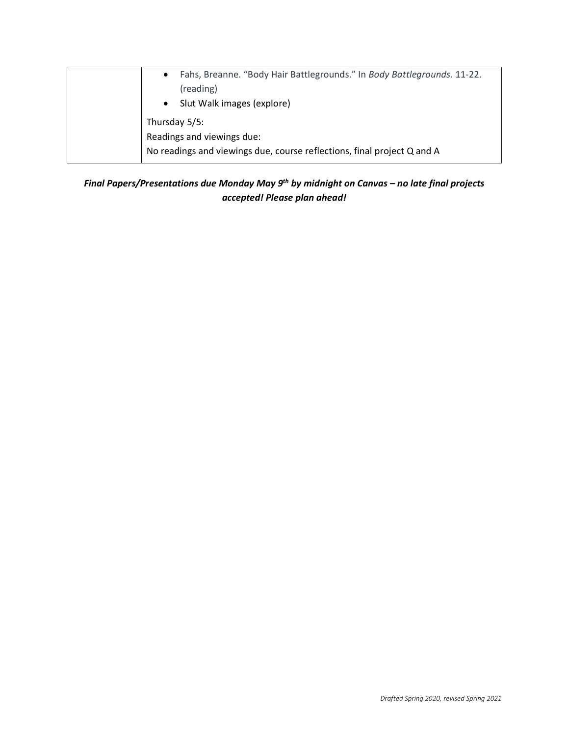| | |
|---|---|
| | • Fahs, Breanne. "Body Hair Battlegrounds." In *Body Battlegrounds.* 11-22. (reading)<br>• Slut Walk images (explore)<br><br>Thursday 5/5:<br>Readings and viewings due:<br>No readings and viewings due, course reflections, final project Q and A |

***Final Papers/Presentations due Monday May 9th by midnight on Canvas – no late final projects accepted! Please plan ahead!***

*Drafted Spring 2020, revised Spring 2021*